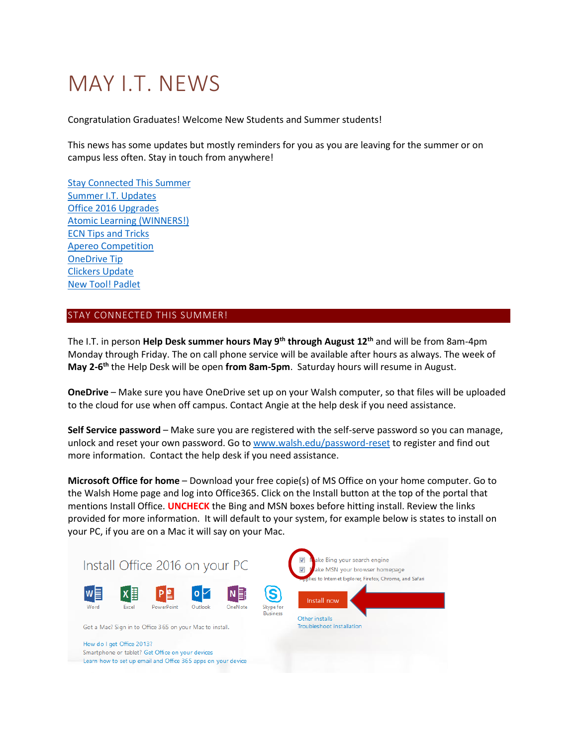# MAY I.T. NEWS

Congratulation Graduates! Welcome New Students and Summer students!

This news has some updates but mostly reminders for you as you are leaving for the summer or on campus less often. Stay in touch from anywhere!

[Stay Connected This Summer](#)
[Summer I.T. Updates](#)
[Office 2016 Upgrades](#)
[Atomic Learning (WINNERS!)](#)
[ECN Tips and Tricks](#)
[Apereo Competition](#)
[OneDrive Tip](#)
[Clickers Update](#)
[New Tool! Padlet](#)

## STAY CONNECTED THIS SUMMER!

The I.T. in person **Help Desk summer hours May 9th through August 12th** and will be from 8am-4pm Monday through Friday. The on call phone service will be available after hours as always. The week of **May 2-6th** the Help Desk will be open **from 8am-5pm**. Saturday hours will resume in August.

**OneDrive** – Make sure you have OneDrive set up on your Walsh computer, so that files will be uploaded to the cloud for use when off campus. Contact Angie at the help desk if you need assistance.

**Self Service password** – Make sure you are registered with the self-serve password so you can manage, unlock and reset your own password. Go to [www.walsh.edu/password-reset](http://www.walsh.edu/password-reset) to register and find out more information. Contact the help desk if you need assistance.

**Microsoft Office for home** – Download your free copie(s) of MS Office on your home computer. Go to the Walsh Home page and log into Office365. Click on the Install button at the top of the portal that mentions Install Office. **UNCHECK** the Bing and MSN boxes before hitting install. Review the links provided for more information. It will default to your system, for example below is states to install on your PC, if you are on a Mac it will say on your Mac.

Install Office 2016 on your PC

Word Excel PowerPoint Outlook OneNote Skype for Business

Got a Mac? Sign in to Office 365 on your Mac to install.

How do I get Office 2013?
Smartphone or tablet? Get Office on your devices
Learn how to set up email and Office 365 apps on your device

☑ Make Bing your search engine
☑ Make MSN your browser homepage
Applies to Internet Explorer, Firefox, Chrome, and Safari

Install now

Other installs
Troubleshoot installation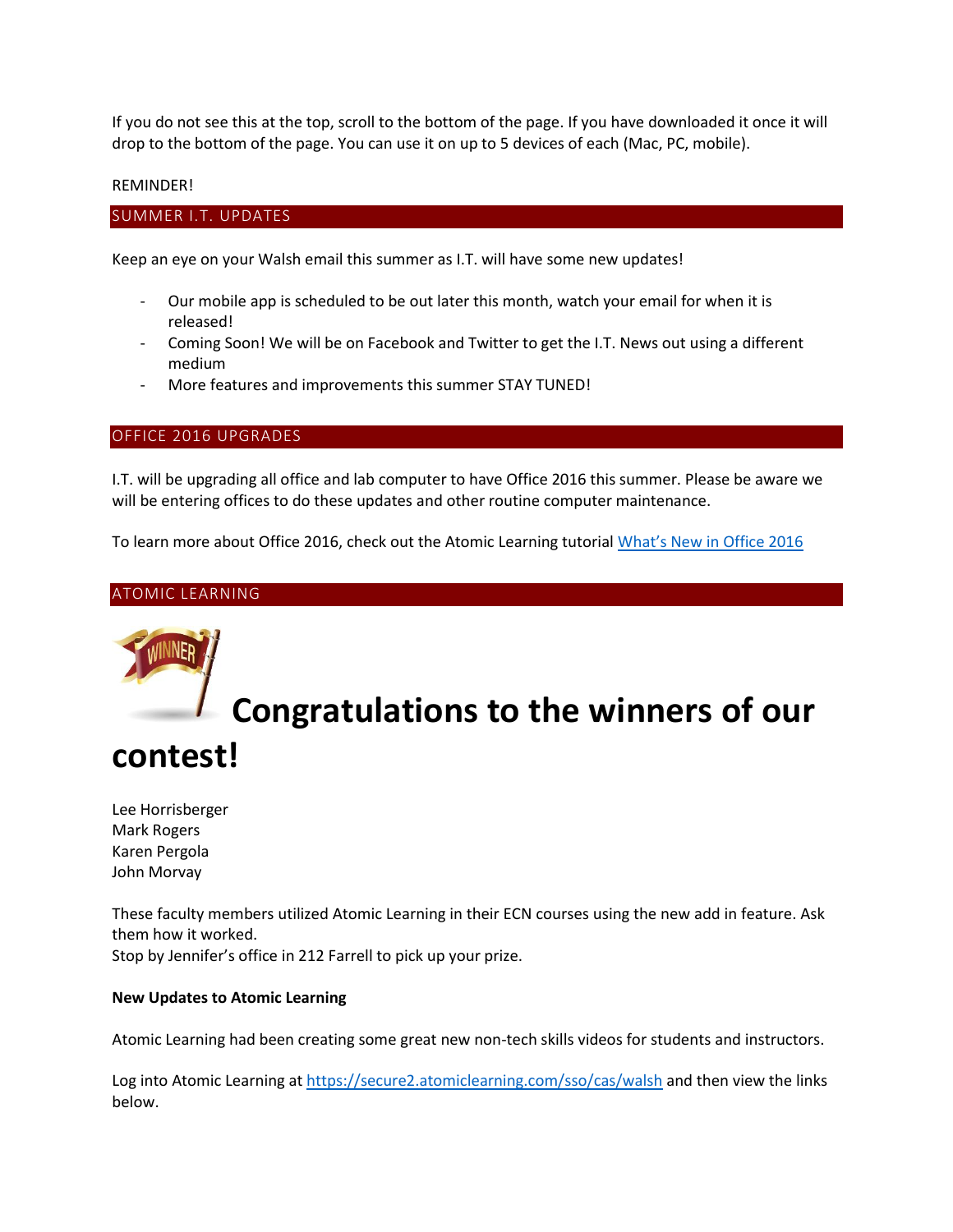If you do not see this at the top, scroll to the bottom of the page. If you have downloaded it once it will drop to the bottom of the page. You can use it on up to 5 devices of each (Mac, PC, mobile).

REMINDER!

## SUMMER I.T. UPDATES

Keep an eye on your Walsh email this summer as I.T. will have some new updates!

- Our mobile app is scheduled to be out later this month, watch your email for when it is released!
- Coming Soon! We will be on Facebook and Twitter to get the I.T. News out using a different medium
- More features and improvements this summer STAY TUNED!

## OFFICE 2016 UPGRADES

I.T. will be upgrading all office and lab computer to have Office 2016 this summer. Please be aware we will be entering offices to do these updates and other routine computer maintenance.

To learn more about Office 2016, check out the Atomic Learning tutorial [What's New in Office 2016]()

## ATOMIC LEARNING

# Congratulations to the winners of our contest!

Lee Horrisberger
Mark Rogers
Karen Pergola
John Morvay

These faculty members utilized Atomic Learning in their ECN courses using the new add in feature. Ask them how it worked.
Stop by Jennifer's office in 212 Farrell to pick up your prize.

**New Updates to Atomic Learning**

Atomic Learning had been creating some great new non-tech skills videos for students and instructors.

Log into Atomic Learning at https://secure2.atomiclearning.com/sso/cas/walsh and then view the links below.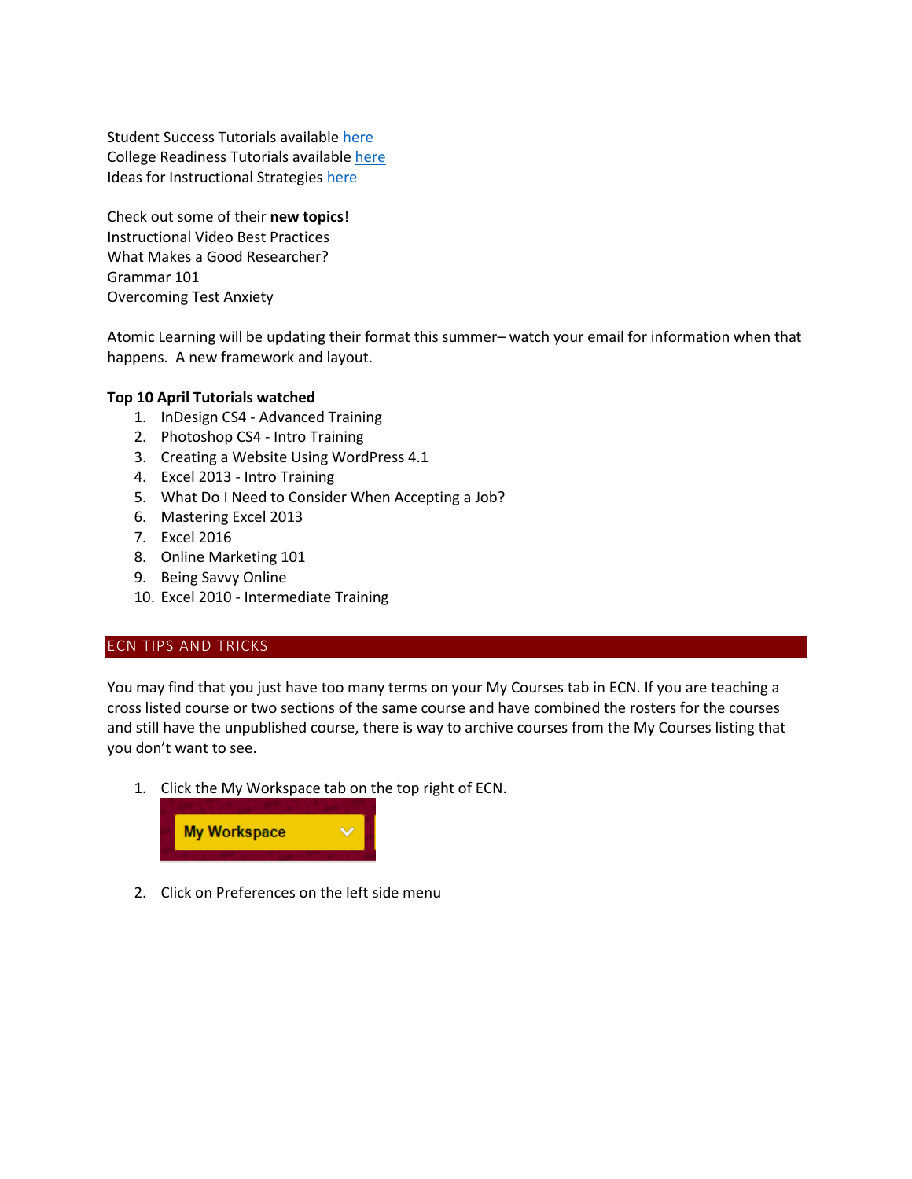Student Success Tutorials available here
College Readiness Tutorials available here
Ideas for Instructional Strategies here

Check out some of their **new topics**!
Instructional Video Best Practices
What Makes a Good Researcher?
Grammar 101
Overcoming Test Anxiety

Atomic Learning will be updating their format this summer– watch your email for information when that happens. A new framework and layout.

**Top 10 April Tutorials watched**

1. InDesign CS4 - Advanced Training
2. Photoshop CS4 - Intro Training
3. Creating a Website Using WordPress 4.1
4. Excel 2013 - Intro Training
5. What Do I Need to Consider When Accepting a Job?
6. Mastering Excel 2013
7. Excel 2016
8. Online Marketing 101
9. Being Savvy Online
10. Excel 2010 - Intermediate Training

## ECN TIPS AND TRICKS

You may find that you just have too many terms on your My Courses tab in ECN. If you are teaching a cross listed course or two sections of the same course and have combined the rosters for the courses and still have the unpublished course, there is way to archive courses from the My Courses listing that you don't want to see.

1. Click the My Workspace tab on the top right of ECN.

   My Workspace

2. Click on Preferences on the left side menu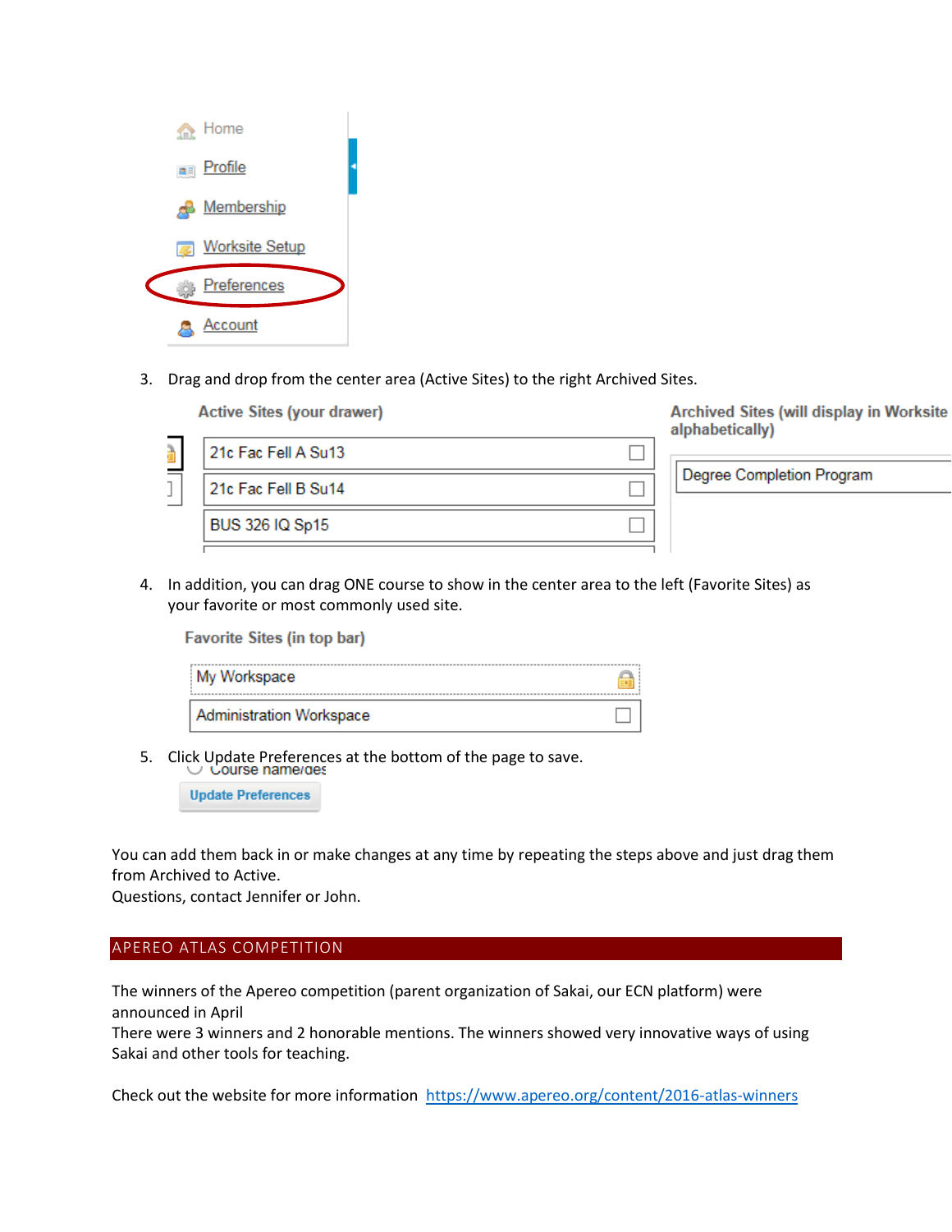Home

Profile

Membership

Worksite Setup

Preferences

Account

3. Drag and drop from the center area (Active Sites) to the right Archived Sites.

Active Sites (your drawer)

21c Fac Fell A Su13

21c Fac Fell B Su14

BUS 326 IQ Sp15

Archived Sites (will display in Worksite alphabetically)

Degree Completion Program

4. In addition, you can drag ONE course to show in the center area to the left (Favorite Sites) as your favorite or most commonly used site.

Favorite Sites (in top bar)

My Workspace

Administration Workspace

5. Click Update Preferences at the bottom of the page to save.

Update Preferences

You can add them back in or make changes at any time by repeating the steps above and just drag them from Archived to Active.
Questions, contact Jennifer or John.

## APEREO ATLAS COMPETITION

The winners of the Apereo competition (parent organization of Sakai, our ECN platform) were announced in April
There were 3 winners and 2 honorable mentions. The winners showed very innovative ways of using Sakai and other tools for teaching.

Check out the website for more information [https://www.apereo.org/content/2016-atlas-winners](https://www.apereo.org/content/2016-atlas-winners)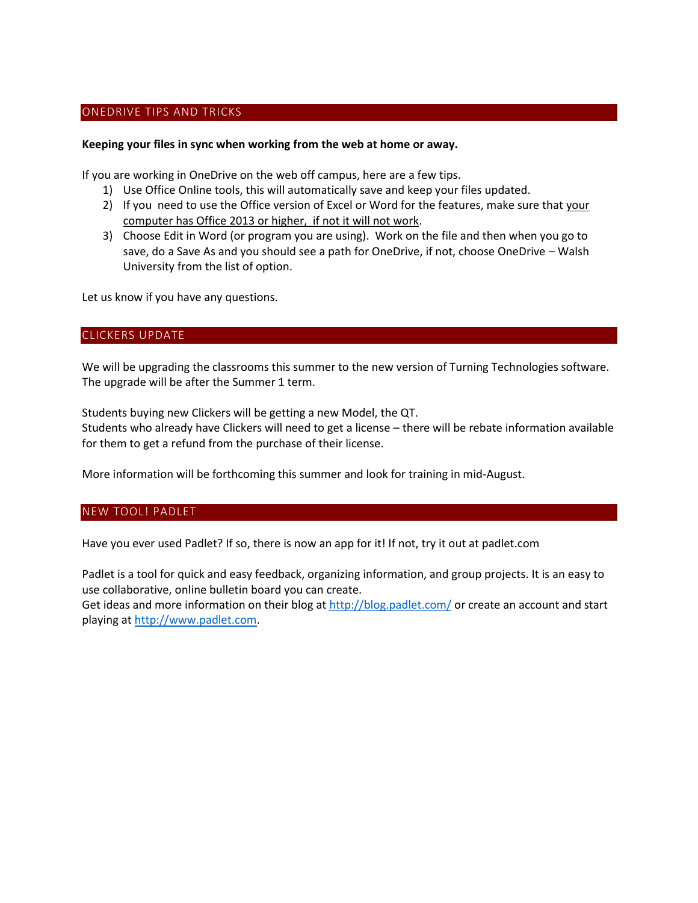## ONEDRIVE TIPS AND TRICKS

**Keeping your files in sync when working from the web at home or away.**

If you are working in OneDrive on the web off campus, here are a few tips.

1) Use Office Online tools, this will automatically save and keep your files updated.
2) If you need to use the Office version of Excel or Word for the features, make sure that your computer has Office 2013 or higher, if not it will not work.
3) Choose Edit in Word (or program you are using). Work on the file and then when you go to save, do a Save As and you should see a path for OneDrive, if not, choose OneDrive – Walsh University from the list of option.

Let us know if you have any questions.

## CLICKERS UPDATE

We will be upgrading the classrooms this summer to the new version of Turning Technologies software. The upgrade will be after the Summer 1 term.

Students buying new Clickers will be getting a new Model, the QT.
Students who already have Clickers will need to get a license – there will be rebate information available for them to get a refund from the purchase of their license.

More information will be forthcoming this summer and look for training in mid-August.

## NEW TOOL! PADLET

Have you ever used Padlet? If so, there is now an app for it! If not, try it out at padlet.com

Padlet is a tool for quick and easy feedback, organizing information, and group projects. It is an easy to use collaborative, online bulletin board you can create.
Get ideas and more information on their blog at http://blog.padlet.com/ or create an account and start playing at http://www.padlet.com.